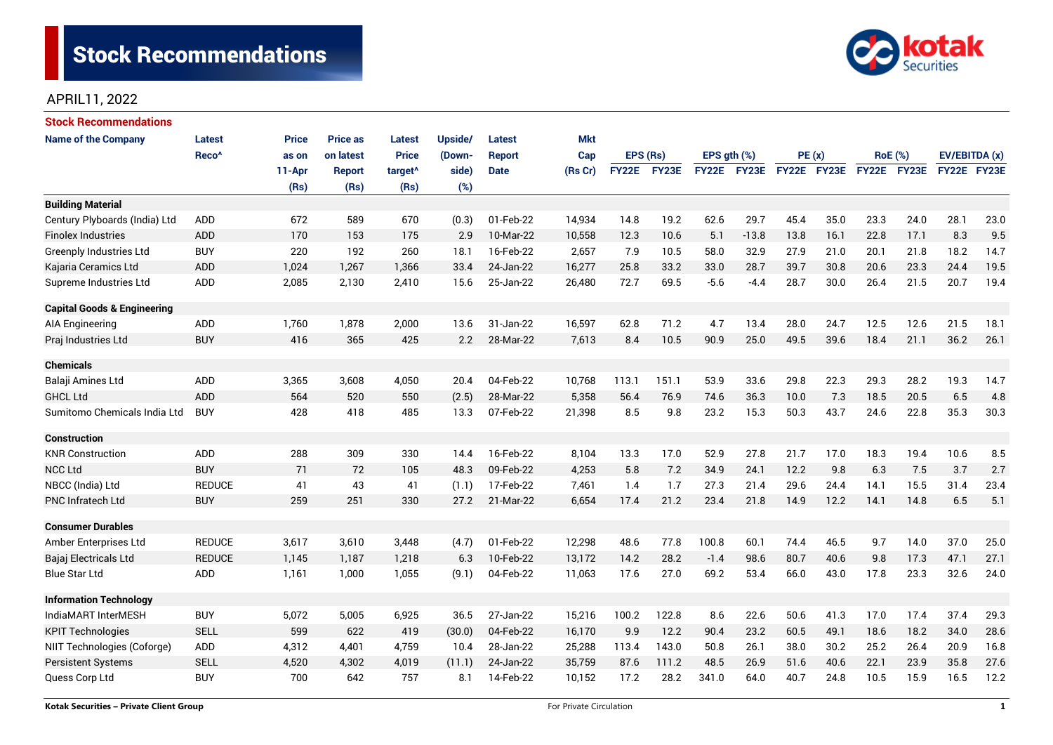# Stock Recommendations

APRIL11, 2022

## Stock Recommendations

| Name of the Company | Latest Reco^ | Price as on 11-Apr (Rs) | Price as on latest Report (Rs) | Latest Price target^ (Rs) | Upside/ (Down-side) (%) | Latest Report Date | Mkt Cap (Rs Cr) | EPS (Rs) | | EPS gth (%) | | PE (x) | | RoE (%) | | EV/EBITDA (x) | |
|---|---|---|---|---|---|---|---|---|---|---|---|---|---|---|---|---|---|
| | | | | | | | | FY22E | FY23E | FY22E | FY23E | FY22E | FY23E | FY22E | FY23E | FY22E | FY23E |
| **Building Material** | | | | | | | | | | | | | | | | | |
| Century Plyboards (India) Ltd | ADD | 672 | 589 | 670 | (0.3) | 01-Feb-22 | 14,934 | 14.8 | 19.2 | 62.6 | 29.7 | 45.4 | 35.0 | 23.3 | 24.0 | 28.1 | 23.0 |
| Finolex Industries | ADD | 170 | 153 | 175 | 2.9 | 10-Mar-22 | 10,558 | 12.3 | 10.6 | 5.1 | -13.8 | 13.8 | 16.1 | 22.8 | 17.1 | 8.3 | 9.5 |
| Greenply Industries Ltd | BUY | 220 | 192 | 260 | 18.1 | 16-Feb-22 | 2,657 | 7.9 | 10.5 | 58.0 | 32.9 | 27.9 | 21.0 | 20.1 | 21.8 | 18.2 | 14.7 |
| Kajaria Ceramics Ltd | ADD | 1,024 | 1,267 | 1,366 | 33.4 | 24-Jan-22 | 16,277 | 25.8 | 33.2 | 33.0 | 28.7 | 39.7 | 30.8 | 20.6 | 23.3 | 24.4 | 19.5 |
| Supreme Industries Ltd | ADD | 2,085 | 2,130 | 2,410 | 15.6 | 25-Jan-22 | 26,480 | 72.7 | 69.5 | -5.6 | -4.4 | 28.7 | 30.0 | 26.4 | 21.5 | 20.7 | 19.4 |
| **Capital Goods & Engineering** | | | | | | | | | | | | | | | | | |
| AIA Engineering | ADD | 1,760 | 1,878 | 2,000 | 13.6 | 31-Jan-22 | 16,597 | 62.8 | 71.2 | 4.7 | 13.4 | 28.0 | 24.7 | 12.5 | 12.6 | 21.5 | 18.1 |
| Praj Industries Ltd | BUY | 416 | 365 | 425 | 2.2 | 28-Mar-22 | 7,613 | 8.4 | 10.5 | 90.9 | 25.0 | 49.5 | 39.6 | 18.4 | 21.1 | 36.2 | 26.1 |
| **Chemicals** | | | | | | | | | | | | | | | | | |
| Balaji Amines Ltd | ADD | 3,365 | 3,608 | 4,050 | 20.4 | 04-Feb-22 | 10,768 | 113.1 | 151.1 | 53.9 | 33.6 | 29.8 | 22.3 | 29.3 | 28.2 | 19.3 | 14.7 |
| GHCL Ltd | ADD | 564 | 520 | 550 | (2.5) | 28-Mar-22 | 5,358 | 56.4 | 76.9 | 74.6 | 36.3 | 10.0 | 7.3 | 18.5 | 20.5 | 6.5 | 4.8 |
| Sumitomo Chemicals India Ltd | BUY | 428 | 418 | 485 | 13.3 | 07-Feb-22 | 21,398 | 8.5 | 9.8 | 23.2 | 15.3 | 50.3 | 43.7 | 24.6 | 22.8 | 35.3 | 30.3 |
| **Construction** | | | | | | | | | | | | | | | | | |
| KNR Construction | ADD | 288 | 309 | 330 | 14.4 | 16-Feb-22 | 8,104 | 13.3 | 17.0 | 52.9 | 27.8 | 21.7 | 17.0 | 18.3 | 19.4 | 10.6 | 8.5 |
| NCC Ltd | BUY | 71 | 72 | 105 | 48.3 | 09-Feb-22 | 4,253 | 5.8 | 7.2 | 34.9 | 24.1 | 12.2 | 9.8 | 6.3 | 7.5 | 3.7 | 2.7 |
| NBCC (India) Ltd | REDUCE | 41 | 43 | 41 | (1.1) | 17-Feb-22 | 7,461 | 1.4 | 1.7 | 27.3 | 21.4 | 29.6 | 24.4 | 14.1 | 15.5 | 31.4 | 23.4 |
| PNC Infratech Ltd | BUY | 259 | 251 | 330 | 27.2 | 21-Mar-22 | 6,654 | 17.4 | 21.2 | 23.4 | 21.8 | 14.9 | 12.2 | 14.1 | 14.8 | 6.5 | 5.1 |
| **Consumer Durables** | | | | | | | | | | | | | | | | | |
| Amber Enterprises Ltd | REDUCE | 3,617 | 3,610 | 3,448 | (4.7) | 01-Feb-22 | 12,298 | 48.6 | 77.8 | 100.8 | 60.1 | 74.4 | 46.5 | 9.7 | 14.0 | 37.0 | 25.0 |
| Bajaj Electricals Ltd | REDUCE | 1,145 | 1,187 | 1,218 | 6.3 | 10-Feb-22 | 13,172 | 14.2 | 28.2 | -1.4 | 98.6 | 80.7 | 40.6 | 9.8 | 17.3 | 47.1 | 27.1 |
| Blue Star Ltd | ADD | 1,161 | 1,000 | 1,055 | (9.1) | 04-Feb-22 | 11,063 | 17.6 | 27.0 | 69.2 | 53.4 | 66.0 | 43.0 | 17.8 | 23.3 | 32.6 | 24.0 |
| **Information Technology** | | | | | | | | | | | | | | | | | |
| IndiaMART InterMESH | BUY | 5,072 | 5,005 | 6,925 | 36.5 | 27-Jan-22 | 15,216 | 100.2 | 122.8 | 8.6 | 22.6 | 50.6 | 41.3 | 17.0 | 17.4 | 37.4 | 29.3 |
| KPIT Technologies | SELL | 599 | 622 | 419 | (30.0) | 04-Feb-22 | 16,170 | 9.9 | 12.2 | 90.4 | 23.2 | 60.5 | 49.1 | 18.6 | 18.2 | 34.0 | 28.6 |
| NIIT Technologies (Coforge) | ADD | 4,312 | 4,401 | 4,759 | 10.4 | 28-Jan-22 | 25,288 | 113.4 | 143.0 | 50.8 | 26.1 | 38.0 | 30.2 | 25.2 | 26.4 | 20.9 | 16.8 |
| Persistent Systems | SELL | 4,520 | 4,302 | 4,019 | (11.1) | 24-Jan-22 | 35,759 | 87.6 | 111.2 | 48.5 | 26.9 | 51.6 | 40.6 | 22.1 | 23.9 | 35.8 | 27.6 |
| Quess Corp Ltd | BUY | 700 | 642 | 757 | 8.1 | 14-Feb-22 | 10,152 | 17.2 | 28.2 | 341.0 | 64.0 | 40.7 | 24.8 | 10.5 | 15.9 | 16.5 | 12.2 |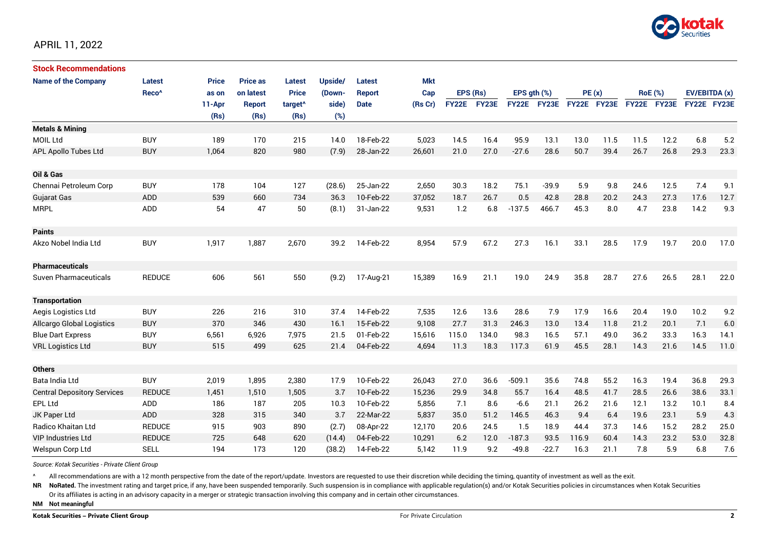APRIL 11, 2022

## Stock Recommendations

| Name of the Company | Latest Reco^ | Price as on 11-Apr (Rs) | Price as on latest Report (Rs) | Latest Price target^ (Rs) | Upside/ (Down-side) (%) | Latest Report Date | Mkt Cap (Rs Cr) | EPS (Rs) | | EPS gth (%) | | PE (x) | | RoE (%) | | EV/EBITDA (x) | |
|---|---|---|---|---|---|---|---|---|---|---|---|---|---|---|---|---|---|
| | | | | | | | | FY22E | FY23E | FY22E | FY23E | FY22E | FY23E | FY22E | FY23E | FY22E | FY23E |
| **Metals & Mining** | | | | | | | | | | | | | | | | | |
| MOIL Ltd | BUY | 189 | 170 | 215 | 14.0 | 18-Feb-22 | 5,023 | 14.5 | 16.4 | 95.9 | 13.1 | 13.0 | 11.5 | 11.5 | 12.2 | 6.8 | 5.2 |
| APL Apollo Tubes Ltd | BUY | 1,064 | 820 | 980 | (7.9) | 28-Jan-22 | 26,601 | 21.0 | 27.0 | -27.6 | 28.6 | 50.7 | 39.4 | 26.7 | 26.8 | 29.3 | 23.3 |
| **Oil & Gas** | | | | | | | | | | | | | | | | | |
| Chennai Petroleum Corp | BUY | 178 | 104 | 127 | (28.6) | 25-Jan-22 | 2,650 | 30.3 | 18.2 | 75.1 | -39.9 | 5.9 | 9.8 | 24.6 | 12.5 | 7.4 | 9.1 |
| Gujarat Gas | ADD | 539 | 660 | 734 | 36.3 | 10-Feb-22 | 37,052 | 18.7 | 26.7 | 0.5 | 42.8 | 28.8 | 20.2 | 24.3 | 27.3 | 17.6 | 12.7 |
| MRPL | ADD | 54 | 47 | 50 | (8.1) | 31-Jan-22 | 9,531 | 1.2 | 6.8 | -137.5 | 466.7 | 45.3 | 8.0 | 4.7 | 23.8 | 14.2 | 9.3 |
| **Paints** | | | | | | | | | | | | | | | | | |
| Akzo Nobel India Ltd | BUY | 1,917 | 1,887 | 2,670 | 39.2 | 14-Feb-22 | 8,954 | 57.9 | 67.2 | 27.3 | 16.1 | 33.1 | 28.5 | 17.9 | 19.7 | 20.0 | 17.0 |
| **Pharmaceuticals** | | | | | | | | | | | | | | | | | |
| Suven Pharmaceuticals | REDUCE | 606 | 561 | 550 | (9.2) | 17-Aug-21 | 15,389 | 16.9 | 21.1 | 19.0 | 24.9 | 35.8 | 28.7 | 27.6 | 26.5 | 28.1 | 22.0 |
| **Transportation** | | | | | | | | | | | | | | | | | |
| Aegis Logistics Ltd | BUY | 226 | 216 | 310 | 37.4 | 14-Feb-22 | 7,535 | 12.6 | 13.6 | 28.6 | 7.9 | 17.9 | 16.6 | 20.4 | 19.0 | 10.2 | 9.2 |
| Allcargo Global Logistics | BUY | 370 | 346 | 430 | 16.1 | 15-Feb-22 | 9,108 | 27.7 | 31.3 | 246.3 | 13.0 | 13.4 | 11.8 | 21.2 | 20.1 | 7.1 | 6.0 |
| Blue Dart Express | BUY | 6,561 | 6,926 | 7,975 | 21.5 | 01-Feb-22 | 15,616 | 115.0 | 134.0 | 98.3 | 16.5 | 57.1 | 49.0 | 36.2 | 33.3 | 16.3 | 14.1 |
| VRL Logistics Ltd | BUY | 515 | 499 | 625 | 21.4 | 04-Feb-22 | 4,694 | 11.3 | 18.3 | 117.3 | 61.9 | 45.5 | 28.1 | 14.3 | 21.6 | 14.5 | 11.0 |
| **Others** | | | | | | | | | | | | | | | | | |
| Bata India Ltd | BUY | 2,019 | 1,895 | 2,380 | 17.9 | 10-Feb-22 | 26,043 | 27.0 | 36.6 | -509.1 | 35.6 | 74.8 | 55.2 | 16.3 | 19.4 | 36.8 | 29.3 |
| Central Depository Services | REDUCE | 1,451 | 1,510 | 1,505 | 3.7 | 10-Feb-22 | 15,236 | 29.9 | 34.8 | 55.7 | 16.4 | 48.5 | 41.7 | 28.5 | 26.6 | 38.6 | 33.1 |
| EPL Ltd | ADD | 186 | 187 | 205 | 10.3 | 10-Feb-22 | 5,856 | 7.1 | 8.6 | -6.6 | 21.1 | 26.2 | 21.6 | 12.1 | 13.2 | 10.1 | 8.4 |
| JK Paper Ltd | ADD | 328 | 315 | 340 | 3.7 | 22-Mar-22 | 5,837 | 35.0 | 51.2 | 146.5 | 46.3 | 9.4 | 6.4 | 19.6 | 23.1 | 5.9 | 4.3 |
| Radico Khaitan Ltd | REDUCE | 915 | 903 | 890 | (2.7) | 08-Apr-22 | 12,170 | 20.6 | 24.5 | 1.5 | 18.9 | 44.4 | 37.3 | 14.6 | 15.2 | 28.2 | 25.0 |
| VIP Industries Ltd | REDUCE | 725 | 648 | 620 | (14.4) | 04-Feb-22 | 10,291 | 6.2 | 12.0 | -187.3 | 93.5 | 116.9 | 60.4 | 14.3 | 23.2 | 53.0 | 32.8 |
| Welspun Corp Ltd | SELL | 194 | 173 | 120 | (38.2) | 14-Feb-22 | 5,142 | 11.9 | 9.2 | -49.8 | -22.7 | 16.3 | 21.1 | 7.8 | 5.9 | 6.8 | 7.6 |

*Source: Kotak Securities - Private Client Group*

^ All recommendations are with a 12 month perspective from the date of the report/update. Investors are requested to use their discretion while deciding the timing, quantity of investment as well as the exit.

**NR** **NoRated.** The investment rating and target price, if any, have been suspended temporarily. Such suspension is in compliance with applicable regulation(s) and/or Kotak Securities policies in circumstances when Kotak Securities Or its affiliates is acting in an advisory capacity in a merger or strategic transaction involving this company and in certain other circumstances.

**NM** **Not meaningful**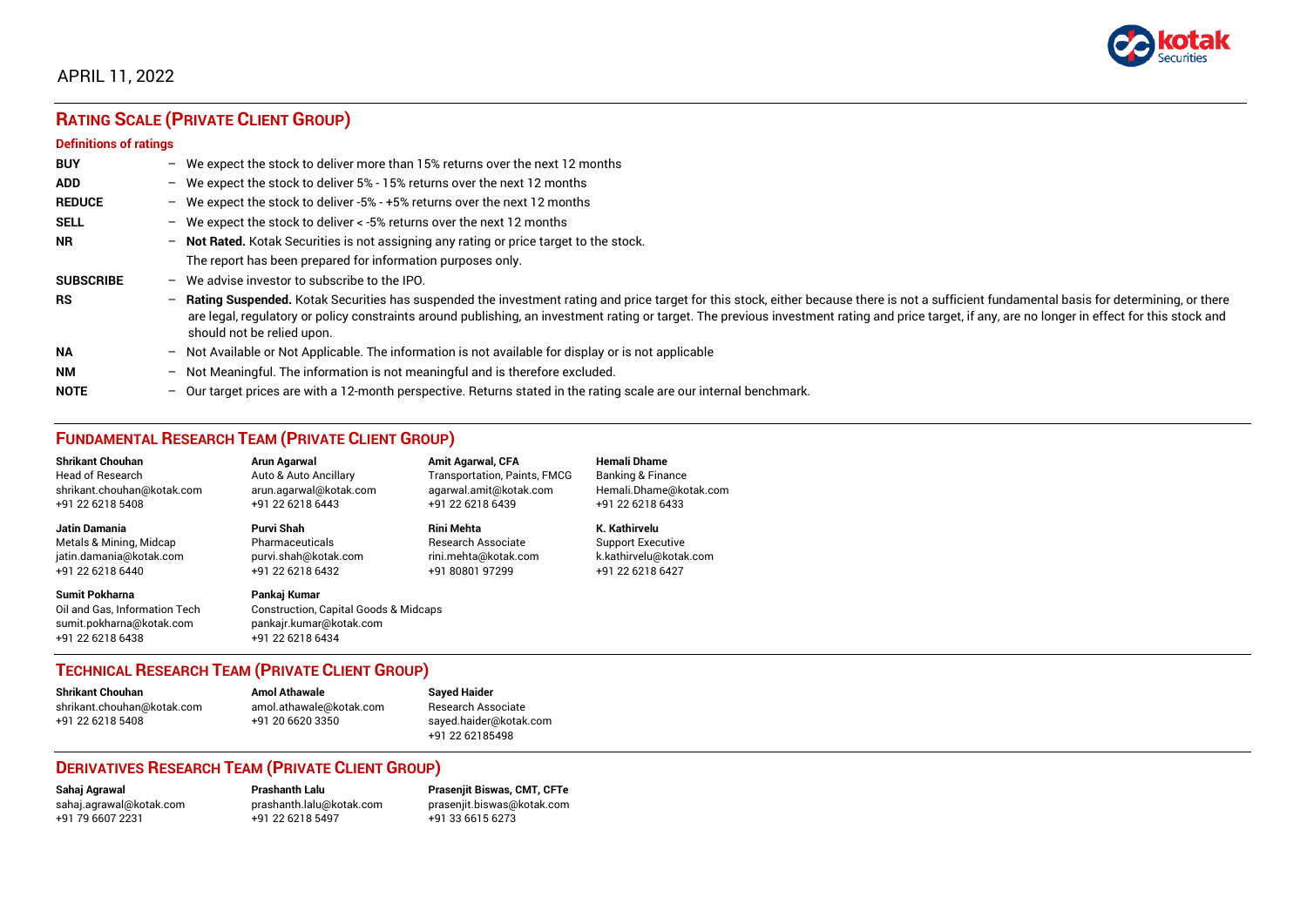APRIL 11, 2022

## RATING SCALE (PRIVATE CLIENT GROUP)

### Definitions of ratings

| | | |
|---|---|---|
| **BUY** | – | We expect the stock to deliver more than 15% returns over the next 12 months |
| **ADD** | – | We expect the stock to deliver 5% - 15% returns over the next 12 months |
| **REDUCE** | – | We expect the stock to deliver -5% - +5% returns over the next 12 months |
| **SELL** | – | We expect the stock to deliver < -5% returns over the next 12 months |
| **NR** | – | **Not Rated.** Kotak Securities is not assigning any rating or price target to the stock. The report has been prepared for information purposes only. |
| **SUBSCRIBE** | – | We advise investor to subscribe to the IPO. |
| **RS** | – | **Rating Suspended.** Kotak Securities has suspended the investment rating and price target for this stock, either because there is not a sufficient fundamental basis for determining, or there are legal, regulatory or policy constraints around publishing, an investment rating or target. The previous investment rating and price target, if any, are no longer in effect for this stock and should not be relied upon. |
| **NA** | – | Not Available or Not Applicable. The information is not available for display or is not applicable |
| **NM** | – | Not Meaningful. The information is not meaningful and is therefore excluded. |
| **NOTE** | – | Our target prices are with a 12-month perspective. Returns stated in the rating scale are our internal benchmark. |

## FUNDAMENTAL RESEARCH TEAM (PRIVATE CLIENT GROUP)

**Shrikant Chouhan**
Head of Research
shrikant.chouhan@kotak.com
+91 22 6218 5408

**Arun Agarwal**
Auto & Auto Ancillary
arun.agarwal@kotak.com
+91 22 6218 6443

**Amit Agarwal, CFA**
Transportation, Paints, FMCG
agarwal.amit@kotak.com
+91 22 6218 6439

**Hemali Dhame**
Banking & Finance
Hemali.Dhame@kotak.com
+91 22 6218 6433

**Jatin Damania**
Metals & Mining, Midcap
jatin.damania@kotak.com
+91 22 6218 6440

**Purvi Shah**
Pharmaceuticals
purvi.shah@kotak.com
+91 22 6218 6432

**Rini Mehta**
Research Associate
rini.mehta@kotak.com
+91 80801 97299

**K. Kathirvelu**
Support Executive
k.kathirvelu@kotak.com
+91 22 6218 6427

**Sumit Pokharna**
Oil and Gas, Information Tech
sumit.pokharna@kotak.com
+91 22 6218 6438

**Pankaj Kumar**
Construction, Capital Goods & Midcaps
pankajr.kumar@kotak.com
+91 22 6218 6434

## TECHNICAL RESEARCH TEAM (PRIVATE CLIENT GROUP)

**Shrikant Chouhan**
shrikant.chouhan@kotak.com
+91 22 6218 5408

**Amol Athawale**
amol.athawale@kotak.com
+91 20 6620 3350

**Sayed Haider**
Research Associate
sayed.haider@kotak.com
+91 22 62185498

## DERIVATIVES RESEARCH TEAM (PRIVATE CLIENT GROUP)

**Sahaj Agrawal**
sahaj.agrawal@kotak.com
+91 79 6607 2231

**Prashanth Lalu**
prashanth.lalu@kotak.com
+91 22 6218 5497

**Prasenjit Biswas, CMT, CFTe**
prasenjit.biswas@kotak.com
+91 33 6615 6273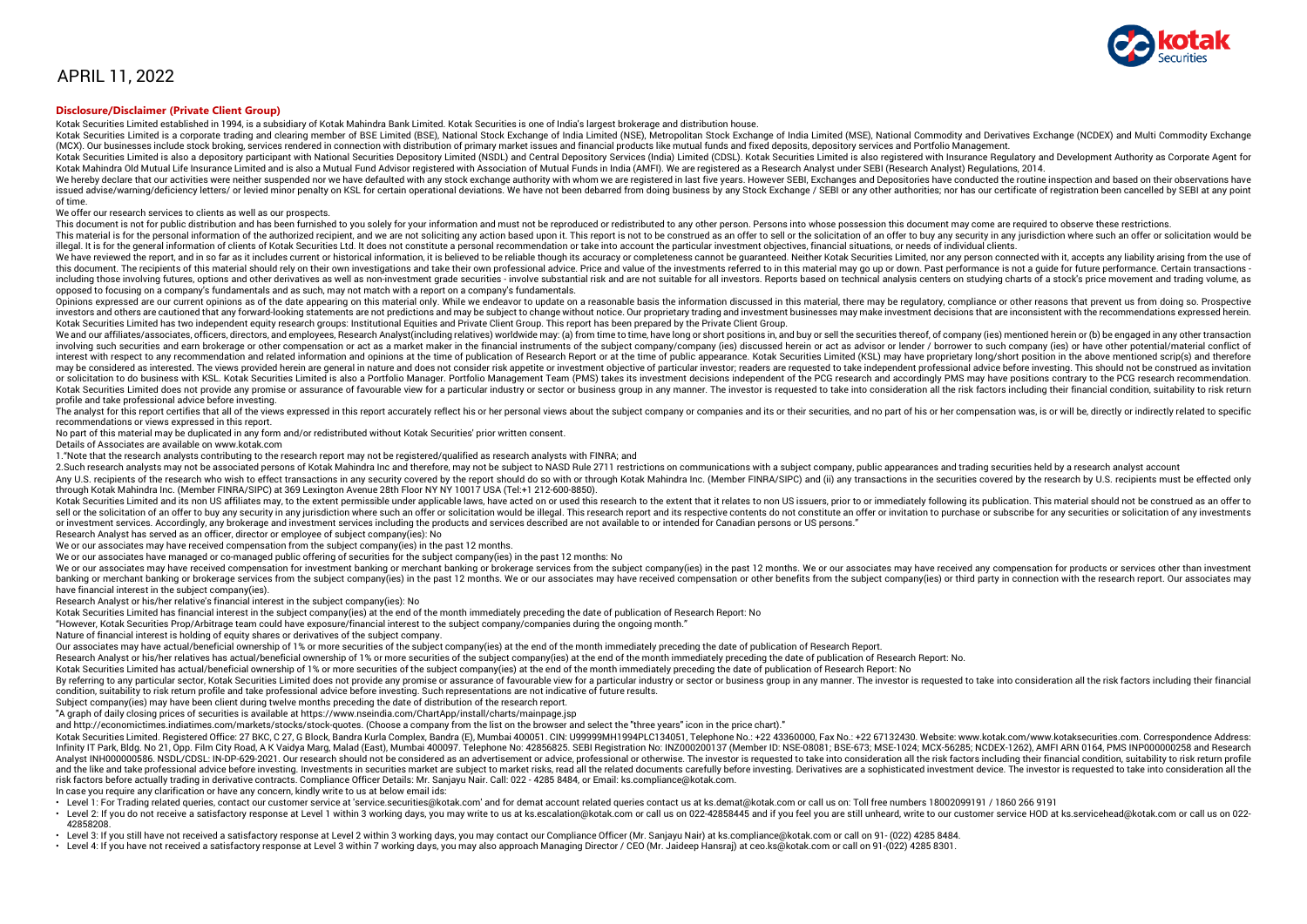APRIL 11, 2022

### Disclosure/Disclaimer (Private Client Group)

Kotak Securities Limited established in 1994, is a subsidiary of Kotak Mahindra Bank Limited. Kotak Securities is one of India's largest brokerage and distribution house.

Kotak Securities Limited is a corporate trading and clearing member of BSE Limited (BSE), National Stock Exchange of India Limited (NSE), Metropolitan Stock Exchange of India Limited (MSE), National Commodity and Derivatives Exchange (NCDEX) and Multi Commodity Exchange (MCX). Our businesses include stock broking, services rendered in connection with distribution of primary market issues and financial products like mutual funds and fixed deposits, depository services and Portfolio Management.

Kotak Securities Limited is also a depository participant with National Securities Depository Limited (NSDL) and Central Depository Services (India) Limited (CDSL). Kotak Securities Limited is also registered with Insurance Regulatory and Development Authority as Corporate Agent for Kotak Mahindra Old Mutual Life Insurance Limited and is also a Mutual Fund Advisor registered with Association of Mutual Funds in India (AMFI). We are registered as a Research Analyst under SEBI (Research Analyst) Regulations, 2014.

We hereby declare that our activities were neither suspended nor we have defaulted with any stock exchange authority with whom we are registered in last five years. However SEBI, Exchanges and Depositories have conducted the routine inspection and based on their observations have issued advise/warning/deficiency letters/ or levied minor penalty on KSL for certain operational deviations. We have not been debarred from doing business by any Stock Exchange / SEBI or any other authorities; nor has our certificate of registration been cancelled by SEBI at any point of time.

We offer our research services to clients as well as our prospects.

This document is not for public distribution and has been furnished to you solely for your information and must not be reproduced or redistributed to any other person. Persons into whose possession this document may come are required to observe these restrictions.

This material is for the personal information of the authorized recipient, and we are not soliciting any action based upon it. This report is not to be construed as an offer to sell or the solicitation of an offer to buy any security in any jurisdiction where such an offer or solicitation would be illegal. It is for the general information of clients of Kotak Securities Ltd. It does not constitute a personal recommendation or take into account the particular investment objectives, financial situations, or needs of individual clients.

We have reviewed the report, and in so far as it includes current or historical information, it is believed to be reliable though its accuracy or completeness cannot be guaranteed. Neither Kotak Securities Limited, nor any person connected with it, accepts any liability arising from the use of this document. The recipients of this material should rely on their own investigations and take their own professional advice. Price and value of the investments referred to in this material may go up or down. Past performance is not a guide for future performance. Certain transactions - including those involving futures, options and other derivatives as well as non-investment grade securities - involve substantial risk and are not suitable for all investors. Reports based on technical analysis centers on studying charts of a stock's price movement and trading volume, as opposed to focusing on a company's fundamentals and as such, may not match with a report on a company's fundamentals.

Opinions expressed are our current opinions as of the date appearing on this material only. While we endeavor to update on a reasonable basis the information discussed in this material, there may be regulatory, compliance or other reasons that prevent us from doing so. Prospective investors and others are cautioned that any forward-looking statements are not predictions and may be subject to change without notice. Our proprietary trading and investment businesses may make investment decisions that are inconsistent with the recommendations expressed herein. Kotak Securities Limited has two independent equity research groups: Institutional Equities and Private Client Group. This report has been prepared by the Private Client Group.

We and our affiliates/associates, officers, directors, and employees, Research Analyst(including relatives) worldwide may: (a) from time to time, have long or short positions in, and buy or sell the securities thereof, of company (ies) mentioned herein or (b) be engaged in any other transaction involving such securities and earn brokerage or other compensation or act as a market maker in the financial instruments of the subject company/company (ies) discussed herein or act as advisor or lender / borrower to such company (ies) or have other potential/material conflict of interest with respect to any recommendation and related information and opinions at the time of publication of Research Report or at the time of public appearance. Kotak Securities Limited (KSL) may have proprietary long/short position in the above mentioned scrip(s) and therefore may be considered as interested. The views provided herein are general in nature and does not consider risk appetite or investment objective of particular investor; readers are requested to take independent professional advice before investing. This should not be construed as invitation or solicitation to do business with KSL. Kotak Securities Limited is also a Portfolio Manager. Portfolio Management Team (PMS) takes its investment decisions independent of the PCG research and accordingly PMS may have positions contrary to the PCG research recommendation. Kotak Securities Limited does not provide any promise or assurance of favourable view for a particular industry or sector or business group in any manner. The investor is requested to take into consideration all the risk factors including their financial condition, suitability to risk return profile and take professional advice before investing.

The analyst for this report certifies that all of the views expressed in this report accurately reflect his or her personal views about the subject company or companies and its or their securities, and no part of his or her compensation was, is or will be, directly or indirectly related to specific recommendations or views expressed in this report.

No part of this material may be duplicated in any form and/or redistributed without Kotak Securities' prior written consent.

Details of Associates are available on www.kotak.com

1."Note that the research analysts contributing to the research report may not be registered/qualified as research analysts with FINRA; and

2.Such research analysts may not be associated persons of Kotak Mahindra Inc and therefore, may not be subject to NASD Rule 2711 restrictions on communications with a subject company, public appearances and trading securities held by a research analyst account

Any U.S. recipients of the research who wish to effect transactions in any security covered by the report should do so with or through Kotak Mahindra Inc. (Member FINRA/SIPC) and (ii) any transactions in the securities covered by the research by U.S. recipients must be effected only through Kotak Mahindra Inc. (Member FINRA/SIPC) at 369 Lexington Avenue 28th Floor NY NY 10017 USA (Tel:+1 212-600-8850).

Kotak Securities Limited and its non US affiliates may, to the extent permissible under applicable laws, have acted on or used this research to the extent that it relates to non US issuers, prior to or immediately following its publication. This material should not be construed as an offer to sell or the solicitation of an offer to buy any security in any jurisdiction where such an offer or solicitation would be illegal. This research report and its respective contents do not constitute an offer or invitation to purchase or subscribe for any securities or solicitation of any investments or investment services. Accordingly, any brokerage and investment services including the products and services described are not available to or intended for Canadian persons or US persons."

Research Analyst has served as an officer, director or employee of subject company(ies): No

We or our associates may have received compensation from the subject company(ies) in the past 12 months.

We or our associates have managed or co-managed public offering of securities for the subject company(ies) in the past 12 months: No

We or our associates may have received compensation for investment banking or merchant banking or brokerage services from the subject company(ies) in the past 12 months. We or our associates may have received any compensation for products or services other than investment banking or merchant banking or brokerage services from the subject company(ies) in the past 12 months. We or our associates may have received compensation or other benefits from the subject company(ies) or third party in connection with the research report. Our associates may have financial interest in the subject company(ies).

Research Analyst or his/her relative's financial interest in the subject company(ies): No

Kotak Securities Limited has financial interest in the subject company(ies) at the end of the month immediately preceding the date of publication of Research Report: No

"However, Kotak Securities Prop/Arbitrage team could have exposure/financial interest to the subject company/companies during the ongoing month."

Nature of financial interest is holding of equity shares or derivatives of the subject company.

Our associates may have actual/beneficial ownership of 1% or more securities of the subject company(ies) at the end of the month immediately preceding the date of publication of Research Report.

Research Analyst or his/her relatives has actual/beneficial ownership of 1% or more securities of the subject company(ies) at the end of the month immediately preceding the date of publication of Research Report: No.

Kotak Securities Limited has actual/beneficial ownership of 1% or more securities of the subject company(ies) at the end of the month immediately preceding the date of publication of Research Report: No

By referring to any particular sector, Kotak Securities Limited does not provide any promise or assurance of favourable view for a particular industry or sector or business group in any manner. The investor is requested to take into consideration all the risk factors including their financial condition, suitability to risk return profile and take professional advice before investing. Such representations are not indicative of future results.

Subject company(ies) may have been client during twelve months preceding the date of distribution of the research report.

"A graph of daily closing prices of securities is available at https://www.nseindia.com/ChartApp/install/charts/mainpage.jsp

and http://economictimes.indiatimes.com/markets/stocks/stock-quotes. (Choose a company from the list on the browser and select the "three years" icon in the price chart)."

Kotak Securities Limited. Registered Office: 27 BKC, C 27, G Block, Bandra Kurla Complex, Bandra (E), Mumbai 400051. CIN: U99999MH1994PLC134051, Telephone No.: +22 43360000, Fax No.: +22 67132430. Website: www.kotak.com/www.kotaksecurities.com. Correspondence Address: Infinity IT Park, Bldg. No 21, Opp. Film City Road, A K Vaidya Marg, Malad (East), Mumbai 400097. Telephone No: 42856825. SEBI Registration No: INZ000200137 (Member ID: NSE-08081; BSE-673; MSE-1024; MCX-56285; NCDEX-1262), AMFI ARN 0164, PMS INP000000258 and Research Analyst INH000000586. NSDL/CDSL: IN-DP-629-2021. Our research should not be considered as an advertisement or advice, professional or otherwise. The investor is requested to take into consideration all the risk factors including their financial condition, suitability to risk return profile and the like and take professional advice before investing. Investments in securities market are subject to market risks, read all the related documents carefully before investing. Derivatives are a sophisticated investment device. The investor is requested to take into consideration all the risk factors before actually trading in derivative contracts. Compliance Officer Details: Mr. Sanjayu Nair. Call: 022 - 4285 8484, or Email: ks.compliance@kotak.com.

In case you require any clarification or have any concern, kindly write to us at below email ids:

- Level 1: For Trading related queries, contact our customer service at 'service.securities@kotak.com' and for demat account related queries contact us at ks.demat@kotak.com or call us on: Toll free numbers 18002099191 / 1860 266 9191
- Level 2: If you do not receive a satisfactory response at Level 1 within 3 working days, you may write to us at ks.escalation@kotak.com or call us on 022-42858445 and if you feel you are still unheard, write to our customer service HOD at ks.servicehead@kotak.com or call us on 022-42858208.
- Level 3: If you still have not received a satisfactory response at Level 2 within 3 working days, you may contact our Compliance Officer (Mr. Sanjayu Nair) at ks.compliance@kotak.com or call on 91- (022) 4285 8484.
- Level 4: If you have not received a satisfactory response at Level 3 within 7 working days, you may also approach Managing Director / CEO (Mr. Jaideep Hansraj) at ceo.ks@kotak.com or call on 91-(022) 4285 8301.